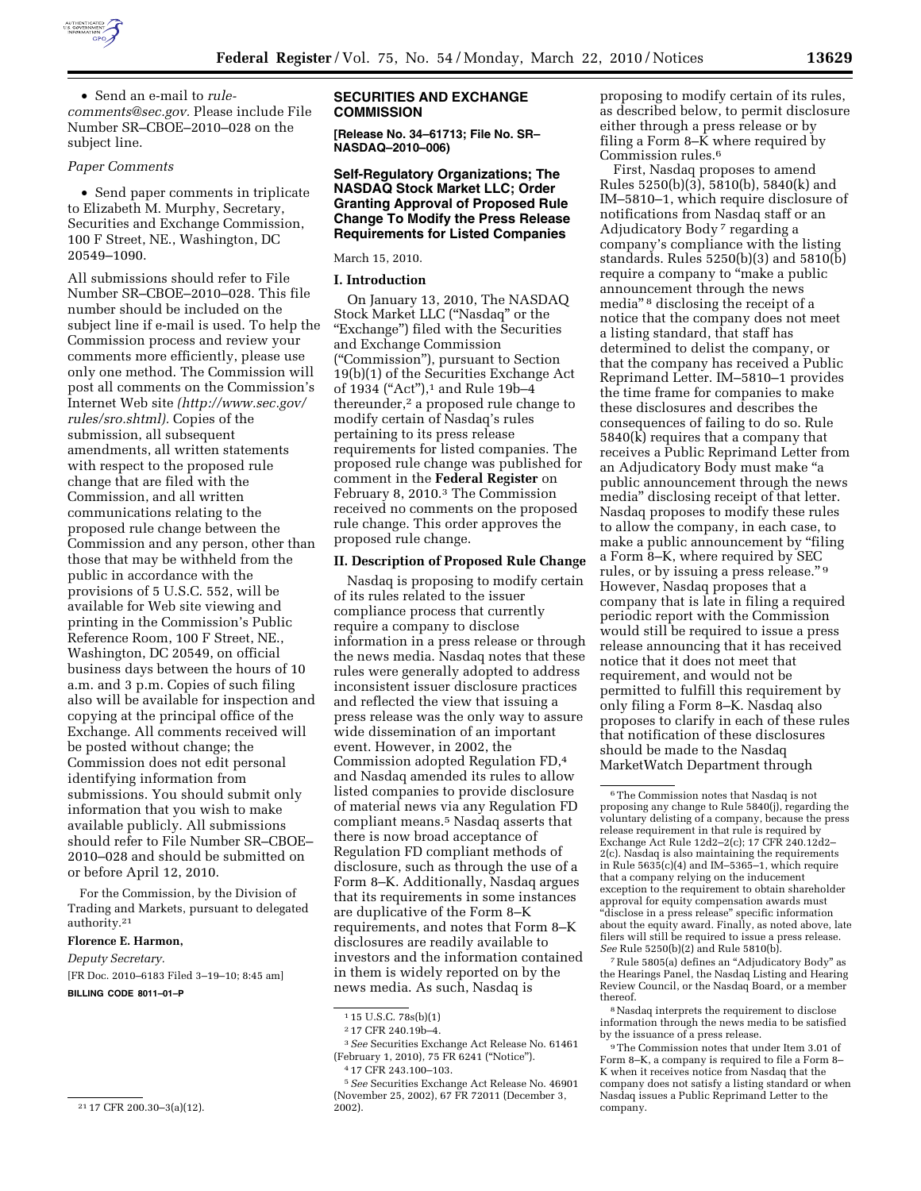• Send an e-mail to *rule-comments@sec.gov.* Please include File Number SR–CBOE–2010–028 on the subject line.

*Paper Comments*

• Send paper comments in triplicate to Elizabeth M. Murphy, Secretary, Securities and Exchange Commission, 100 F Street, NE., Washington, DC 20549–1090.

All submissions should refer to File Number SR–CBOE–2010–028. This file number should be included on the subject line if e-mail is used. To help the Commission process and review your comments more efficiently, please use only one method. The Commission will post all comments on the Commission's Internet Web site *(http://www.sec.gov/rules/sro.shtml).* Copies of the submission, all subsequent amendments, all written statements with respect to the proposed rule change that are filed with the Commission, and all written communications relating to the proposed rule change between the Commission and any person, other than those that may be withheld from the public in accordance with the provisions of 5 U.S.C. 552, will be available for Web site viewing and printing in the Commission's Public Reference Room, 100 F Street, NE., Washington, DC 20549, on official business days between the hours of 10 a.m. and 3 p.m. Copies of such filing also will be available for inspection and copying at the principal office of the Exchange. All comments received will be posted without change; the Commission does not edit personal identifying information from submissions. You should submit only information that you wish to make available publicly. All submissions should refer to File Number SR–CBOE–2010–028 and should be submitted on or before April 12, 2010.

For the Commission, by the Division of Trading and Markets, pursuant to delegated authority.[21]

**Florence E. Harmon,**

*Deputy Secretary.*

[FR Doc. 2010–6183 Filed 3–19–10; 8:45 am]

**BILLING CODE 8011–01–P**

[21] 17 CFR 200.30–3(a)(12).

## SECURITIES AND EXCHANGE COMMISSION

**[Release No. 34–61713; File No. SR–NASDAQ–2010–006)**

## Self-Regulatory Organizations; The NASDAQ Stock Market LLC; Order Granting Approval of Proposed Rule Change To Modify the Press Release Requirements for Listed Companies

March 15, 2010.

### I. Introduction

On January 13, 2010, The NASDAQ Stock Market LLC ("Nasdaq" or the "Exchange") filed with the Securities and Exchange Commission ("Commission"), pursuant to Section 19(b)(1) of the Securities Exchange Act of 1934 ("Act"),[1] and Rule 19b–4 thereunder,[2] a proposed rule change to modify certain of Nasdaq's rules pertaining to its press release requirements for listed companies. The proposed rule change was published for comment in the **Federal Register** on February 8, 2010.[3] The Commission received no comments on the proposed rule change. This order approves the proposed rule change.

### II. Description of Proposed Rule Change

Nasdaq is proposing to modify certain of its rules related to the issuer compliance process that currently require a company to disclose information in a press release or through the news media. Nasdaq notes that these rules were generally adopted to address inconsistent issuer disclosure practices and reflected the view that issuing a press release was the only way to assure wide dissemination of an important event. However, in 2002, the Commission adopted Regulation FD,[4] and Nasdaq amended its rules to allow listed companies to provide disclosure of material news via any Regulation FD compliant means.[5] Nasdaq asserts that there is now broad acceptance of Regulation FD compliant methods of disclosure, such as through the use of a Form 8–K. Additionally, Nasdaq argues that its requirements in some instances are duplicative of the Form 8–K requirements, and notes that Form 8–K disclosures are readily available to investors and the information contained in them is widely reported on by the news media. As such, Nasdaq is proposing to modify certain of its rules, as described below, to permit disclosure either through a press release or by filing a Form 8–K where required by Commission rules.[6]

First, Nasdaq proposes to amend Rules 5250(b)(3), 5810(b), 5840(k) and IM–5810–1, which require disclosure of notifications from Nasdaq staff or an Adjudicatory Body[7] regarding a company's compliance with the listing standards. Rules 5250(b)(3) and 5810(b) require a company to "make a public announcement through the news media"[8] disclosing the receipt of a notice that the company does not meet a listing standard, that staff has determined to delist the company, or that the company has received a Public Reprimand Letter. IM–5810–1 provides the time frame for companies to make these disclosures and describes the consequences of failing to do so. Rule 5840(k) requires that a company that receives a Public Reprimand Letter from an Adjudicatory Body must make "a public announcement through the news media" disclosing receipt of that letter. Nasdaq proposes to modify these rules to allow the company, in each case, to make a public announcement by "filing a Form 8–K, where required by SEC rules, or by issuing a press release."[9] However, Nasdaq proposes that a company that is late in filing a required periodic report with the Commission would still be required to issue a press release announcing that it has received notice that it does not meet that requirement, and would not be permitted to fulfill this requirement by only filing a Form 8–K. Nasdaq also proposes to clarify in each of these rules that notification of these disclosures should be made to the Nasdaq MarketWatch Department through

[1] 15 U.S.C. 78s(b)(1)

[2] 17 CFR 240.19b–4.

[3] *See* Securities Exchange Act Release No. 61461 (February 1, 2010), 75 FR 6241 ("Notice").

[4] 17 CFR 243.100–103.

[5] *See* Securities Exchange Act Release No. 46901 (November 25, 2002), 67 FR 72011 (December 3, 2002).

[6] The Commission notes that Nasdaq is not proposing any change to Rule 5840(j), regarding the voluntary delisting of a company, because the press release requirement in that rule is required by Exchange Act Rule 12d2–2(c); 17 CFR 240.12d2–2(c). Nasdaq is also maintaining the requirements in Rule 5635(c)(4) and IM–5365–1, which require that a company relying on the inducement exception to the requirement to obtain shareholder approval for equity compensation awards must "disclose in a press release" specific information about the equity award. Finally, as noted above, late filers will still be required to issue a press release. *See* Rule 5250(b)(2) and Rule 5810(b).

[7] Rule 5805(a) defines an "Adjudicatory Body" as the Hearings Panel, the Nasdaq Listing and Hearing Review Council, or the Nasdaq Board, or a member thereof.

[8] Nasdaq interprets the requirement to disclose information through the news media to be satisfied by the issuance of a press release.

[9] The Commission notes that under Item 3.01 of Form 8–K, a company is required to file a Form 8–K when it receives notice from Nasdaq that the company does not satisfy a listing standard or when Nasdaq issues a Public Reprimand Letter to the company.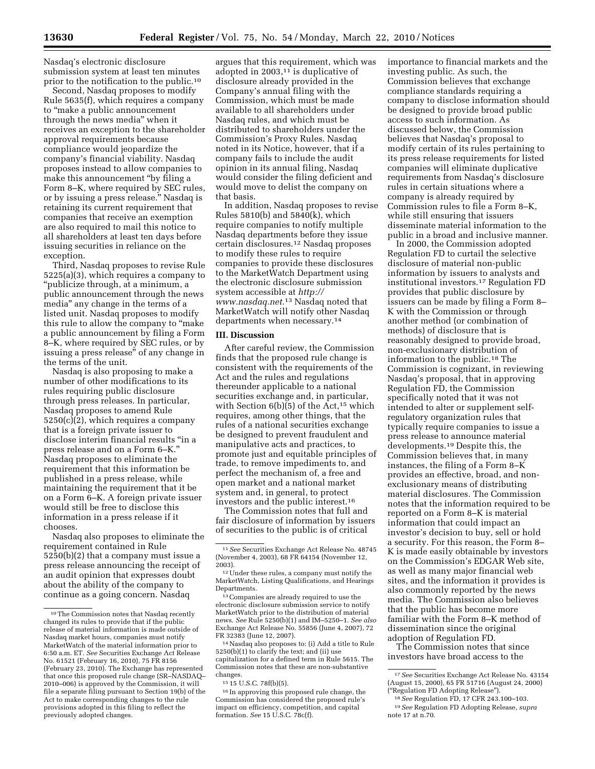Nasdaq's electronic disclosure submission system at least ten minutes prior to the notification to the public.[10]

Second, Nasdaq proposes to modify Rule 5635(f), which requires a company to "make a public announcement through the news media" when it receives an exception to the shareholder approval requirements because compliance would jeopardize the company's financial viability. Nasdaq proposes instead to allow companies to make this announcement "by filing a Form 8–K, where required by SEC rules, or by issuing a press release." Nasdaq is retaining its current requirement that companies that receive an exemption are also required to mail this notice to all shareholders at least ten days before issuing securities in reliance on the exception.

Third, Nasdaq proposes to revise Rule 5225(a)(3), which requires a company to "publicize through, at a minimum, a public announcement through the news media" any change in the terms of a listed unit. Nasdaq proposes to modify this rule to allow the company to "make a public announcement by filing a Form 8–K, where required by SEC rules, or by issuing a press release" of any change in the terms of the unit.

Nasdaq is also proposing to make a number of other modifications to its rules requiring public disclosure through press releases. In particular, Nasdaq proposes to amend Rule 5250(c)(2), which requires a company that is a foreign private issuer to disclose interim financial results "in a press release and on a Form 6–K." Nasdaq proposes to eliminate the requirement that this information be published in a press release, while maintaining the requirement that it be on a Form 6–K. A foreign private issuer would still be free to disclose this information in a press release if it chooses.

Nasdaq also proposes to eliminate the requirement contained in Rule 5250(b)(2) that a company must issue a press release announcing the receipt of an audit opinion that expresses doubt about the ability of the company to continue as a going concern. Nasdaq argues that this requirement, which was adopted in 2003,[11] is duplicative of disclosure already provided in the Company's annual filing with the Commission, which must be made available to all shareholders under Nasdaq rules, and which must be distributed to shareholders under the Commission's Proxy Rules. Nasdaq noted in its Notice, however, that if a company fails to include the audit opinion in its annual filing, Nasdaq would consider the filing deficient and would move to delist the company on that basis.

In addition, Nasdaq proposes to revise Rules 5810(b) and 5840(k), which require companies to notify multiple Nasdaq departments before they issue certain disclosures.[12] Nasdaq proposes to modify these rules to require companies to provide these disclosures to the MarketWatch Department using the electronic disclosure submission system accessible at *http://www.nasdaq.net*.[13] Nasdaq noted that MarketWatch will notify other Nasdaq departments when necessary.[14]

## III. Discussion

After careful review, the Commission finds that the proposed rule change is consistent with the requirements of the Act and the rules and regulations thereunder applicable to a national securities exchange and, in particular, with Section 6(b)(5) of the Act,[15] which requires, among other things, that the rules of a national securities exchange be designed to prevent fraudulent and manipulative acts and practices, to promote just and equitable principles of trade, to remove impediments to, and perfect the mechanism of, a free and open market and a national market system and, in general, to protect investors and the public interest.[16]

The Commission notes that full and fair disclosure of information by issuers of securities to the public is of critical importance to financial markets and the investing public. As such, the Commission believes that exchange compliance standards requiring a company to disclose information should be designed to provide broad public access to such information. As discussed below, the Commission believes that Nasdaq's proposal to modify certain of its rules pertaining to its press release requirements for listed companies will eliminate duplicative requirements from Nasdaq's disclosure rules in certain situations where a company is already required by Commission rules to file a Form 8–K, while still ensuring that issuers disseminate material information to the public in a broad and inclusive manner.

In 2000, the Commission adopted Regulation FD to curtail the selective disclosure of material non-public information by issuers to analysts and institutional investors.[17] Regulation FD provides that public disclosure by issuers can be made by filing a Form 8–K with the Commission or through another method (or combination of methods) of disclosure that is reasonably designed to provide broad, non-exclusionary distribution of information to the public.[18] The Commission is cognizant, in reviewing Nasdaq's proposal, that in approving Regulation FD, the Commission specifically noted that it was not intended to alter or supplement self-regulatory organization rules that typically require companies to issue a press release to announce material developments.[19] Despite this, the Commission believes that, in many instances, the filing of a Form 8–K provides an effective, broad, and non-exclusionary means of distributing material disclosures. The Commission notes that the information required to be reported on a Form 8–K is material information that could impact an investor's decision to buy, sell or hold a security. For this reason, the Form 8–K is made easily obtainable by investors on the Commission's EDGAR Web site, as well as many major financial web sites, and the information it provides is also commonly reported by the news media. The Commission also believes that the public has become more familiar with the Form 8–K method of dissemination since the original adoption of Regulation FD.

The Commission notes that since investors have broad access to the

---

[10] The Commission notes that Nasdaq recently changed its rules to provide that if the public release of material information is made outside of Nasdaq market hours, companies must notify MarketWatch of the material information prior to 6:50 a.m. ET. *See* Securities Exchange Act Release No. 61521 (February 16, 2010), 75 FR 8156 (February 23, 2010). The Exchange has represented that once this proposed rule change (SR–NASDAQ–2010–006) is approved by the Commission, it will file a separate filing pursuant to Section 19(b) of the Act to make corresponding changes to the rule provisions adopted in this filing to reflect the previously adopted changes.

[11] *See* Securities Exchange Act Release No. 48745 (November 4, 2003), 68 FR 64154 (November 12, 2003).

[12] Under these rules, a company must notify the MarketWatch, Listing Qualifications, and Hearings Departments.

[13] Companies are already required to use the electronic disclosure submission service to notify MarketWatch prior to the distribution of material news. *See* Rule 5250(b)(1) and IM–5250–1. *See also* Exchange Act Release No. 55856 (June 4, 2007), 72 FR 32383 (June 12, 2007).

[14] Nasdaq also proposes to: (i) Add a title to Rule 5250(b)(1) to clarify the text; and (ii) use capitalization for a defined term in Rule 5615. The Commission notes that these are non-substantive changes.

[15] 15 U.S.C. 78f(b)(5).

[16] In approving this proposed rule change, the Commission has considered the proposed rule's impact on efficiency, competition, and capital formation. *See* 15 U.S.C. 78c(f).

[17] *See* Securities Exchange Act Release No. 43154 (August 15, 2000), 65 FR 51716 (August 24, 2000) ("Regulation FD Adopting Release").

[18] *See* Regulation FD, 17 CFR 243.100–103.

[19] *See* Regulation FD Adopting Release, *supra* note 17 at n.70.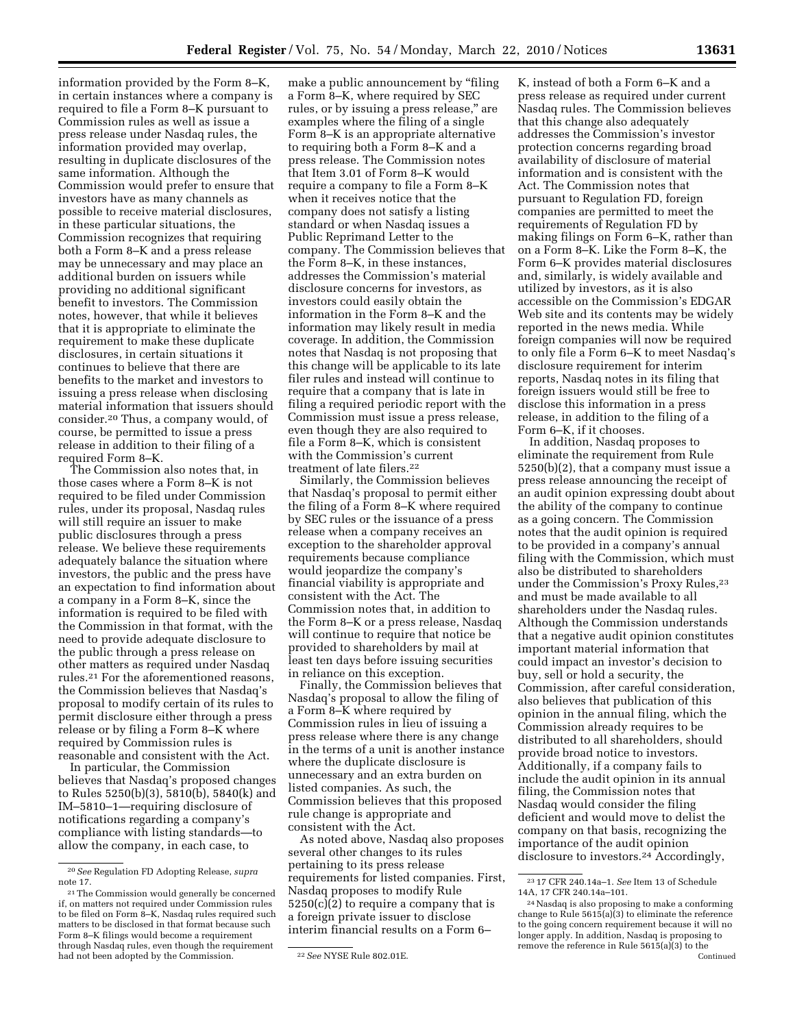information provided by the Form 8–K, in certain instances where a company is required to file a Form 8–K pursuant to Commission rules as well as issue a press release under Nasdaq rules, the information provided may overlap, resulting in duplicate disclosures of the same information. Although the Commission would prefer to ensure that investors have as many channels as possible to receive material disclosures, in these particular situations, the Commission recognizes that requiring both a Form 8–K and a press release may be unnecessary and may place an additional burden on issuers while providing no additional significant benefit to investors. The Commission notes, however, that while it believes that it is appropriate to eliminate the requirement to make these duplicate disclosures, in certain situations it continues to believe that there are benefits to the market and investors to issuing a press release when disclosing material information that issuers should consider.[20] Thus, a company would, of course, be permitted to issue a press release in addition to their filing of a required Form 8–K.

The Commission also notes that, in those cases where a Form 8–K is not required to be filed under Commission rules, under its proposal, Nasdaq rules will still require an issuer to make public disclosures through a press release. We believe these requirements adequately balance the situation where investors, the public and the press have an expectation to find information about a company in a Form 8–K, since the information is required to be filed with the Commission in that format, with the need to provide adequate disclosure to the public through a press release on other matters as required under Nasdaq rules.[21] For the aforementioned reasons, the Commission believes that Nasdaq's proposal to modify certain of its rules to permit disclosure either through a press release or by filing a Form 8–K where required by Commission rules is reasonable and consistent with the Act.

In particular, the Commission believes that Nasdaq's proposed changes to Rules 5250(b)(3), 5810(b), 5840(k) and IM–5810–1—requiring disclosure of notifications regarding a company's compliance with listing standards—to allow the company, in each case, to make a public announcement by "filing a Form 8–K, where required by SEC rules, or by issuing a press release," are examples where the filing of a single Form 8–K is an appropriate alternative to requiring both a Form 8–K and a press release. The Commission notes that Item 3.01 of Form 8–K would require a company to file a Form 8–K when it receives notice that the company does not satisfy a listing standard or when Nasdaq issues a Public Reprimand Letter to the company. The Commission believes that the Form 8–K, in these instances, addresses the Commission's material disclosure concerns for investors, as investors could easily obtain the information in the Form 8–K and the information may likely result in media coverage. In addition, the Commission notes that Nasdaq is not proposing that this change will be applicable to its late filer rules and instead will continue to require that a company that is late in filing a required periodic report with the Commission must issue a press release, even though they are also required to file a Form 8–K, which is consistent with the Commission's current treatment of late filers.[22]

Similarly, the Commission believes that Nasdaq's proposal to permit either the filing of a Form 8–K where required by SEC rules or the issuance of a press release when a company receives an exception to the shareholder approval requirements because compliance would jeopardize the company's financial viability is appropriate and consistent with the Act. The Commission notes that, in addition to the Form 8–K or a press release, Nasdaq will continue to require that notice be provided to shareholders by mail at least ten days before issuing securities in reliance on this exception.

Finally, the Commission believes that Nasdaq's proposal to allow the filing of a Form 8–K where required by Commission rules in lieu of issuing a press release where there is any change in the terms of a unit is another instance where the duplicate disclosure is unnecessary and an extra burden on listed companies. As such, the Commission believes that this proposed rule change is appropriate and consistent with the Act.

As noted above, Nasdaq also proposes several other changes to its rules pertaining to its press release requirements for listed companies. First, Nasdaq proposes to modify Rule 5250(c)(2) to require a company that is a foreign private issuer to disclose interim financial results on a Form 6–K, instead of both a Form 6–K and a press release as required under current Nasdaq rules. The Commission believes that this change also adequately addresses the Commission's investor protection concerns regarding broad availability of disclosure of material information and is consistent with the Act. The Commission notes that pursuant to Regulation FD, foreign companies are permitted to meet the requirements of Regulation FD by making filings on Form 6–K, rather than on a Form 8–K. Like the Form 8–K, the Form 6–K provides material disclosures and, similarly, is widely available and utilized by investors, as it is also accessible on the Commission's EDGAR Web site and its contents may be widely reported in the news media. While foreign companies will now be required to only file a Form 6–K to meet Nasdaq's disclosure requirement for interim reports, Nasdaq notes in its filing that foreign issuers would still be free to disclose this information in a press release, in addition to the filing of a Form 6–K, if it chooses.

In addition, Nasdaq proposes to eliminate the requirement from Rule 5250(b)(2), that a company must issue a press release announcing the receipt of an audit opinion expressing doubt about the ability of the company to continue as a going concern. The Commission notes that the audit opinion is required to be provided in a company's annual filing with the Commission, which must also be distributed to shareholders under the Commission's Proxy Rules,[23] and must be made available to all shareholders under the Nasdaq rules. Although the Commission understands that a negative audit opinion constitutes important material information that could impact an investor's decision to buy, sell or hold a security, the Commission, after careful consideration, also believes that publication of this opinion in the annual filing, which the Commission already requires to be distributed to all shareholders, should provide broad notice to investors. Additionally, if a company fails to include the audit opinion in its annual filing, the Commission notes that Nasdaq would consider the filing deficient and would move to delist the company on that basis, recognizing the importance of the audit opinion disclosure to investors.[24] Accordingly,

---

[20] *See* Regulation FD Adopting Release, *supra* note 17.

[21] The Commission would generally be concerned if, on matters not required under Commission rules to be filed on Form 8–K, Nasdaq rules required such matters to be disclosed in that format because such Form 8–K filings would become a requirement through Nasdaq rules, even though the requirement had not been adopted by the Commission.

[22] *See* NYSE Rule 802.01E.

[23] 17 CFR 240.14a–1. *See* Item 13 of Schedule 14A, 17 CFR 240.14a–101.

[24] Nasdaq is also proposing to make a conforming change to Rule 5615(a)(3) to eliminate the reference to the going concern requirement because it will no longer apply. In addition, Nasdaq is proposing to remove the reference in Rule 5615(a)(3) to the Continued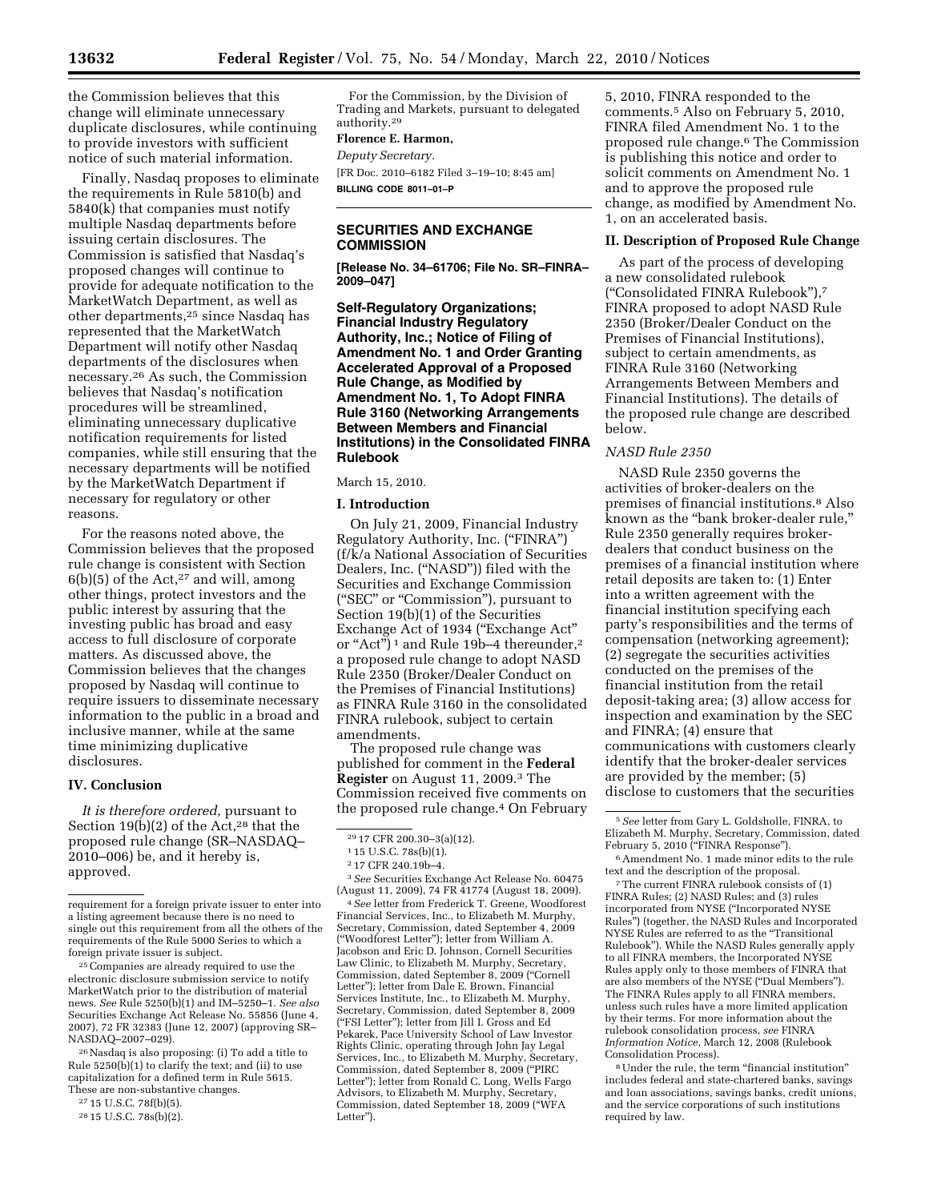the Commission believes that this change will eliminate unnecessary duplicate disclosures, while continuing to provide investors with sufficient notice of such material information.

Finally, Nasdaq proposes to eliminate the requirements in Rule 5810(b) and 5840(k) that companies must notify multiple Nasdaq departments before issuing certain disclosures. The Commission is satisfied that Nasdaq's proposed changes will continue to provide for adequate notification to the MarketWatch Department, as well as other departments,[25] since Nasdaq has represented that the MarketWatch Department will notify other Nasdaq departments of the disclosures when necessary.[26] As such, the Commission believes that Nasdaq's notification procedures will be streamlined, eliminating unnecessary duplicative notification requirements for listed companies, while still ensuring that the necessary departments will be notified by the MarketWatch Department if necessary for regulatory or other reasons.

For the reasons noted above, the Commission believes that the proposed rule change is consistent with Section 6(b)(5) of the Act,[27] and will, among other things, protect investors and the public interest by assuring that the investing public has broad and easy access to full disclosure of corporate matters. As discussed above, the Commission believes that the changes proposed by Nasdaq will continue to require issuers to disseminate necessary information to the public in a broad and inclusive manner, while at the same time minimizing duplicative disclosures.

## IV. Conclusion

*It is therefore ordered,* pursuant to Section 19(b)(2) of the Act,[28] that the proposed rule change (SR–NASDAQ–2010–006) be, and it hereby is, approved.

For the Commission, by the Division of Trading and Markets, pursuant to delegated authority.[29]

**Florence E. Harmon,**

*Deputy Secretary.*

[FR Doc. 2010–6182 Filed 3–19–10; 8:45 am]

**BILLING CODE 8011–01–P**

---

requirement for a foreign private issuer to enter into a listing agreement because there is no need to single out this requirement from all the others of the requirements of the Rule 5000 Series to which a foreign private issuer is subject.

[25] Companies are already required to use the electronic disclosure submission service to notify MarketWatch prior to the distribution of material news. *See* Rule 5250(b)(1) and IM–5250–1. *See also* Securities Exchange Act Release No. 55856 (June 4, 2007), 72 FR 32383 (June 12, 2007) (approving SR–NASDAQ–2007–029).

[26] Nasdaq is also proposing: (i) To add a title to Rule 5250(b)(1) to clarify the text; and (ii) to use capitalization for a defined term in Rule 5615. These are non-substantive changes.

[27] 15 U.S.C. 78f(b)(5).

[28] 15 U.S.C. 78s(b)(2).

[29] 17 CFR 200.30–3(a)(12).

---

## SECURITIES AND EXCHANGE COMMISSION

**[Release No. 34–61706; File No. SR–FINRA–2009–047]**

## Self-Regulatory Organizations; Financial Industry Regulatory Authority, Inc.; Notice of Filing of Amendment No. 1 and Order Granting Accelerated Approval of a Proposed Rule Change, as Modified by Amendment No. 1, To Adopt FINRA Rule 3160 (Networking Arrangements Between Members and Financial Institutions) in the Consolidated FINRA Rulebook

March 15, 2010.

### I. Introduction

On July 21, 2009, Financial Industry Regulatory Authority, Inc. ("FINRA") (f/k/a National Association of Securities Dealers, Inc. ("NASD")) filed with the Securities and Exchange Commission ("SEC" or "Commission"), pursuant to Section 19(b)(1) of the Securities Exchange Act of 1934 ("Exchange Act" or "Act")[1] and Rule 19b–4 thereunder,[2] a proposed rule change to adopt NASD Rule 2350 (Broker/Dealer Conduct on the Premises of Financial Institutions) as FINRA Rule 3160 in the consolidated FINRA rulebook, subject to certain amendments.

The proposed rule change was published for comment in the **Federal Register** on August 11, 2009.[3] The Commission received five comments on the proposed rule change.[4] On February 5, 2010, FINRA responded to the comments.[5] Also on February 5, 2010, FINRA filed Amendment No. 1 to the proposed rule change.[6] The Commission is publishing this notice and order to solicit comments on Amendment No. 1 and to approve the proposed rule change, as modified by Amendment No. 1, on an accelerated basis.

### II. Description of Proposed Rule Change

As part of the process of developing a new consolidated rulebook ("Consolidated FINRA Rulebook"),[7] FINRA proposed to adopt NASD Rule 2350 (Broker/Dealer Conduct on the Premises of Financial Institutions), subject to certain amendments, as FINRA Rule 3160 (Networking Arrangements Between Members and Financial Institutions). The details of the proposed rule change are described below.

#### *NASD Rule 2350*

NASD Rule 2350 governs the activities of broker-dealers on the premises of financial institutions.[8] Also known as the "bank broker-dealer rule," Rule 2350 generally requires broker-dealers that conduct business on the premises of a financial institution where retail deposits are taken to: (1) Enter into a written agreement with the financial institution specifying each party's responsibilities and the terms of compensation (networking agreement); (2) segregate the securities activities conducted on the premises of the financial institution from the retail deposit-taking area; (3) allow access for inspection and examination by the SEC and FINRA; (4) ensure that communications with customers clearly identify that the broker-dealer services are provided by the member; (5) disclose to customers that the securities

---

[1] 15 U.S.C. 78s(b)(1).

[2] 17 CFR 240.19b–4.

[3] *See* Securities Exchange Act Release No. 60475 (August 11, 2009), 74 FR 41774 (August 18, 2009).

[4] *See* letter from Frederick T. Greene, Woodforest Financial Services, Inc., to Elizabeth M. Murphy, Secretary, Commission, dated September 4, 2009 ("Woodforest Letter"); letter from William A. Jacobson and Eric D. Johnson, Cornell Securities Law Clinic, to Elizabeth M. Murphy, Secretary, Commission, dated September 8, 2009 ("Cornell Letter"); letter from Dale E. Brown, Financial Services Institute, Inc., to Elizabeth M. Murphy, Secretary, Commission, dated September 8, 2009 ("FSI Letter"); letter from Jill I. Gross and Ed Pekarek, Pace University School of Law Investor Rights Clinic, operating through John Jay Legal Services, Inc., to Elizabeth M. Murphy, Secretary, Commission, dated September 8, 2009 ("PIRC Letter"); letter from Ronald C. Long, Wells Fargo Advisors, to Elizabeth M. Murphy, Secretary, Commission, dated September 18, 2009 ("WFA Letter").

[5] *See* letter from Gary L. Goldsholle, FINRA, to Elizabeth M. Murphy, Secretary, Commission, dated February 5, 2010 ("FINRA Response").

[6] Amendment No. 1 made minor edits to the rule text and the description of the proposal.

[7] The current FINRA rulebook consists of (1) FINRA Rules; (2) NASD Rules; and (3) rules incorporated from NYSE ("Incorporated NYSE Rules") (together, the NASD Rules and Incorporated NYSE Rules are referred to as the "Transitional Rulebook"). While the NASD Rules generally apply to all FINRA members, the Incorporated NYSE Rules apply only to those members of FINRA that are also members of the NYSE ("Dual Members"). The FINRA Rules apply to all FINRA members, unless such rules have a more limited application by their terms. For more information about the rulebook consolidation process, *see* FINRA *Information Notice,* March 12, 2008 (Rulebook Consolidation Process).

[8] Under the rule, the term "financial institution" includes federal and state-chartered banks, savings and loan associations, savings banks, credit unions, and the service corporations of such institutions required by law.